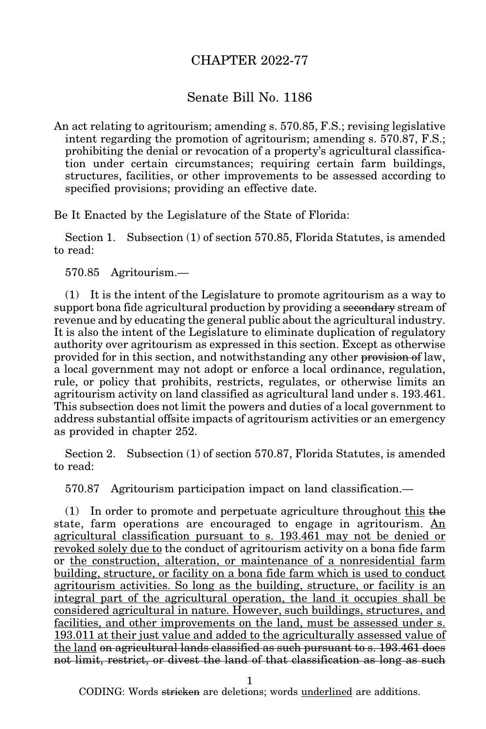# CHAPTER 2022-77

## Senate Bill No. 1186

An act relating to agritourism; amending s. 570.85, F.S.; revising legislative intent regarding the promotion of agritourism; amending s. 570.87, F.S.; prohibiting the denial or revocation of a property's agricultural classification under certain circumstances; requiring certain farm buildings, structures, facilities, or other improvements to be assessed according to specified provisions; providing an effective date.

Be It Enacted by the Legislature of the State of Florida:

Section 1. Subsection (1) of section 570.85, Florida Statutes, is amended to read:

570.85 Agritourism.—

(1) It is the intent of the Legislature to promote agritourism as a way to support bona fide agricultural production by providing a ~~secondary~~ stream of revenue and by educating the general public about the agricultural industry. It is also the intent of the Legislature to eliminate duplication of regulatory authority over agritourism as expressed in this section. Except as otherwise provided for in this section, and notwithstanding any other ~~provision of~~ law, a local government may not adopt or enforce a local ordinance, regulation, rule, or policy that prohibits, restricts, regulates, or otherwise limits an agritourism activity on land classified as agricultural land under s. 193.461. This subsection does not limit the powers and duties of a local government to address substantial offsite impacts of agritourism activities or an emergency as provided in chapter 252.

Section 2. Subsection (1) of section 570.87, Florida Statutes, is amended to read:

570.87 Agritourism participation impact on land classification.—

(1) In order to promote and perpetuate agriculture throughout <u>this</u> ~~the~~ state, farm operations are encouraged to engage in agritourism. <u>An agricultural classification pursuant to s. 193.461 may not be denied or revoked solely due to</u> the conduct of agritourism activity on a bona fide farm or <u>the construction, alteration, or maintenance of a nonresidential farm building, structure, or facility on a bona fide farm which is used to conduct agritourism activities. So long as the building, structure, or facility is an integral part of the agricultural operation, the land it occupies shall be considered agricultural in nature. However, such buildings, structures, and facilities, and other improvements on the land, must be assessed under s. 193.011 at their just value and added to the agriculturally assessed value of the land</u> ~~on agricultural lands classified as such pursuant to s. 193.461 does not limit, restrict, or divest the land of that classification as long as such~~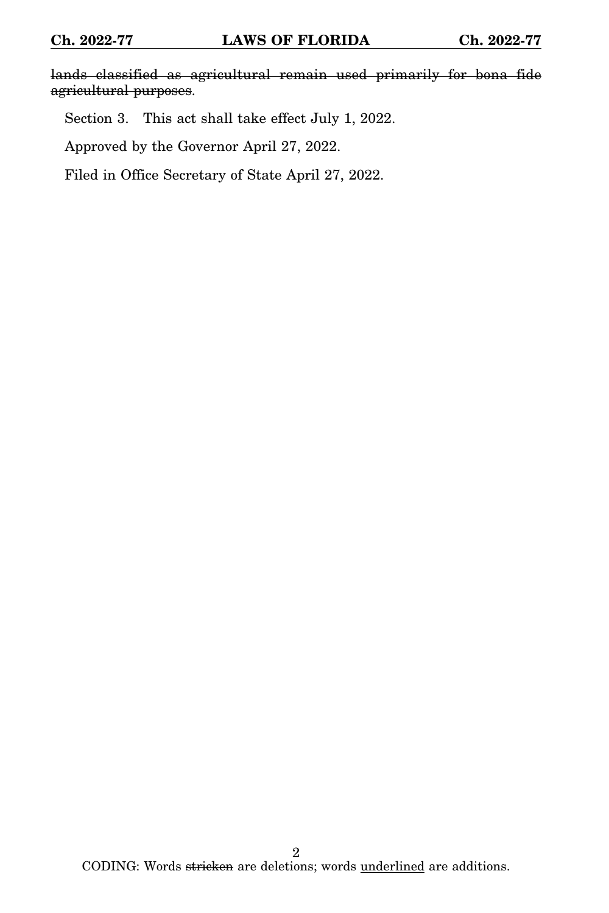~~lands classified as agricultural remain used primarily for bona fide agricultural purposes~~.

Section 3. This act shall take effect July 1, 2022.

Approved by the Governor April 27, 2022.

Filed in Office Secretary of State April 27, 2022.

CODING: Words ~~stricken~~ are deletions; words <u>underlined</u> are additions.